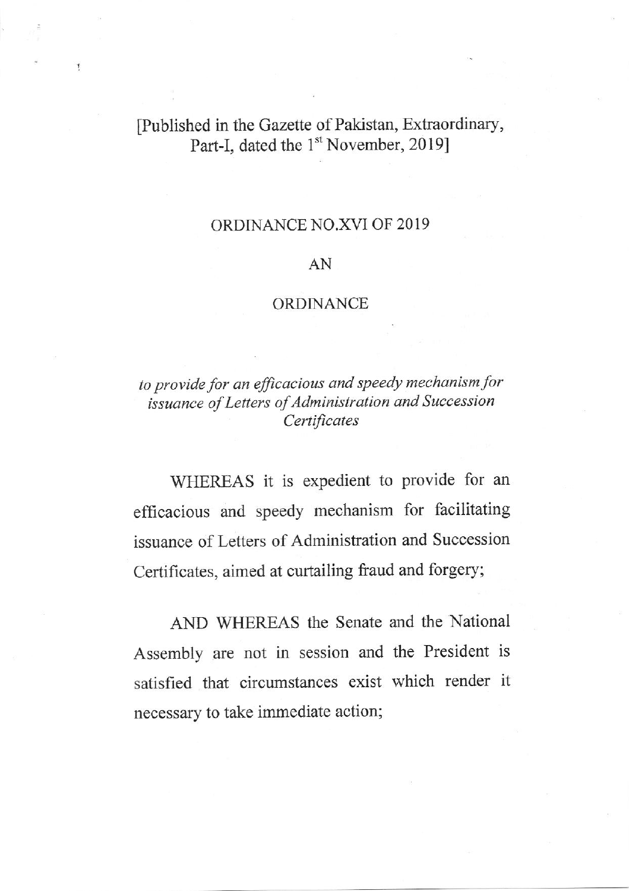[Published in the Gazette of Pakistan, Extraordinary, Part-I, dated the 1st November, 2019]

# ORDINANCE NO.XVI OF 2019

## AN

## ORDINANCE

*to provide for an efficacious and speedy mechanism for issuance of Letters of Administration and Succession Certificates*

WHEREAS it is expedient to provide for an efficacious and speedy mechanism for facilitating issuance of Letters of Administration and Succession Certificates, aimed at curtailing fraud and forgery;

AND WHEREAS the Senate and the National Assembly are not in session and the President is satisfied that circumstances exist which render it necessary to take immediate action;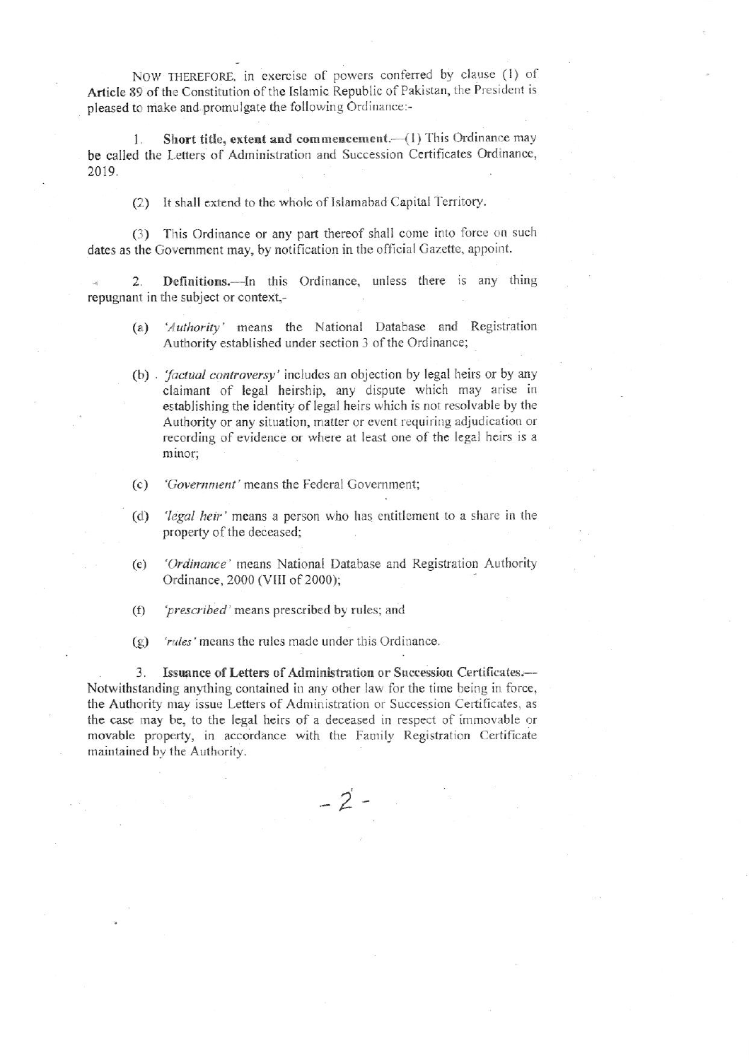NOW THEREFORE, in exercise of powers conferred by clause (1) of Article 89 of the Constitution of the Islamic Republic of Pakistan, the President is pleased to make and promulgate the following Ordinance:-

1. **Short title, extent and commencement.**—(1) This Ordinance may be called the Letters of Administration and Succession Certificates Ordinance, 2019.

(2) It shall extend to the whole of Islamabad Capital Territory.

(3) This Ordinance or any part thereof shall come into force on such dates as the Government may, by notification in the official Gazette, appoint.

2. **Definitions.**—In this Ordinance, unless there is any thing repugnant in the subject or context,-

(a) *'Authority'* means the National Database and Registration Authority established under section 3 of the Ordinance;

(b) *'factual controversy'* includes an objection by legal heirs or by any claimant of legal heirship, any dispute which may arise in establishing the identity of legal heirs which is not resolvable by the Authority or any situation, matter or event requiring adjudication or recording of evidence or where at least one of the legal heirs is a minor;

(c) *'Government'* means the Federal Government;

(d) *'legal heir'* means a person who has entitlement to a share in the property of the deceased;

(e) *'Ordinance'* means National Database and Registration Authority Ordinance, 2000 (VIII of 2000);

(f) *'prescribed'* means prescribed by rules; and

(g) *'rules'* means the rules made under this Ordinance.

3. **Issuance of Letters of Administration or Succession Certificates.**—Notwithstanding anything contained in any other law for the time being in force, the Authority may issue Letters of Administration or Succession Certificates, as the case may be, to the legal heirs of a deceased in respect of immovable or movable property, in accordance with the Family Registration Certificate maintained by the Authority.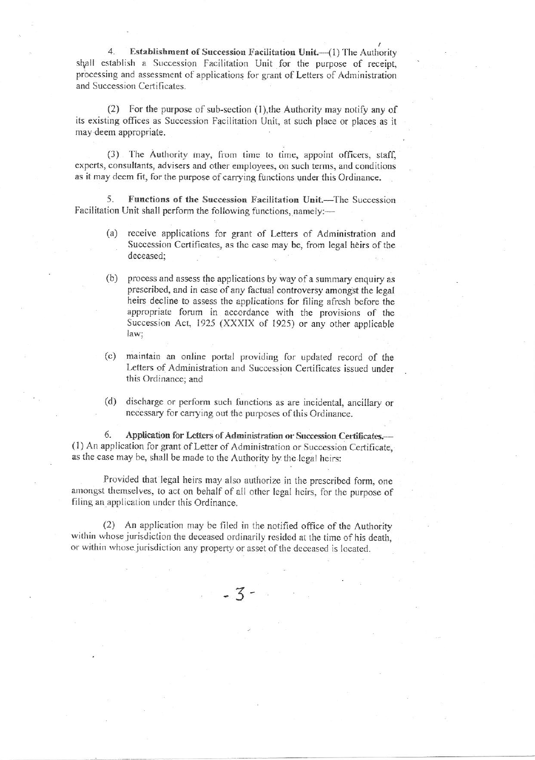4. **Establishment of Succession Facilitation Unit.**—(1) The Authority shall establish a Succession Facilitation Unit for the purpose of receipt, processing and assessment of applications for grant of Letters of Administration and Succession Certificates.

(2) For the purpose of sub-section (1),the Authority may notify any of its existing offices as Succession Facilitation Unit, at such place or places as it may deem appropriate.

(3) The Authority may, from time to time, appoint officers, staff, experts, consultants, advisers and other employees, on such terms, and conditions as it may deem fit, for the purpose of carrying functions under this Ordinance.

5. **Functions of the Succession Facilitation Unit.**—The Succession Facilitation Unit shall perform the following functions, namely:—

(a) receive applications for grant of Letters of Administration and Succession Certificates, as the case may be, from legal heirs of the deceased;

(b) process and assess the applications by way of a summary enquiry as prescribed, and in case of any factual controversy amongst the legal heirs decline to assess the applications for filing afresh before the appropriate forum in accordance with the provisions of the Succession Act, 1925 (XXXIX of 1925) or any other applicable law;

(c) maintain an online portal providing for updated record of the Letters of Administration and Succession Certificates issued under this Ordinance; and

(d) discharge or perform such functions as are incidental, ancillary or necessary for carrying out the purposes of this Ordinance.

6. **Application for Letters of Administration or Succession Certificates.**—(1) An application for grant of Letter of Administration or Succession Certificate, as the case may be, shall be made to the Authority by the legal heirs:

Provided that legal heirs may also authorize in the prescribed form, one amongst themselves, to act on behalf of all other legal heirs, for the purpose of filing an application under this Ordinance.

(2) An application may be filed in the notified office of the Authority within whose jurisdiction the deceased ordinarily resided at the time of his death, or within whose jurisdiction any property or asset of the deceased is located.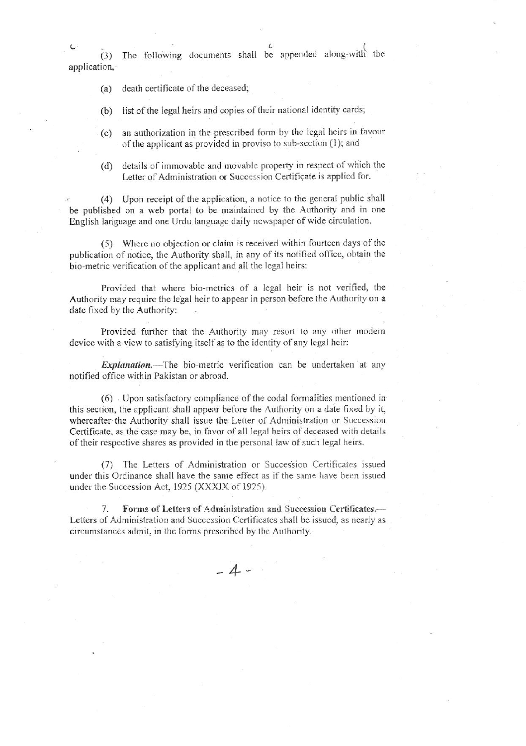(3) The following documents shall be appended along-with the application,-

(a) death certificate of the deceased;

(b) list of the legal heirs and copies of their national identity cards;

(c) an authorization in the prescribed form by the legal heirs in favour of the applicant as provided in proviso to sub-section (1); and

(d) details of immovable and movable property in respect of which the Letter of Administration or Succession Certificate is applied for.

(4) Upon receipt of the application, a notice to the general public shall be published on a web portal to be maintained by the Authority and in one English language and one Urdu language daily newspaper of wide circulation.

(5) Where no objection or claim is received within fourteen days of the publication of notice, the Authority shall, in any of its notified office, obtain the bio-metric verification of the applicant and all the legal heirs:

Provided that where bio-metrics of a legal heir is not verified, the Authority may require the legal heir to appear in person before the Authority on a date fixed by the Authority:

Provided further that the Authority may resort to any other modern device with a view to satisfying itself as to the identity of any legal heir:

***Explanation.***—The bio-metric verification can be undertaken at any notified office within Pakistan or abroad.

(6) Upon satisfactory compliance of the codal formalities mentioned in this section, the applicant shall appear before the Authority on a date fixed by it, whereafter the Authority shall issue the Letter of Administration or Succession Certificate, as the case may be, in favor of all legal heirs of deceased with details of their respective shares as provided in the personal law of such legal heirs.

(7) The Letters of Administration or Succession Certificates issued under this Ordinance shall have the same effect as if the same have been issued under the Succession Act, 1925 (XXXIX of 1925).

7. **Forms of Letters of Administration and Succession Certificates.**— Letters of Administration and Succession Certificates shall be issued, as nearly as circumstances admit, in the forms prescribed by the Authority.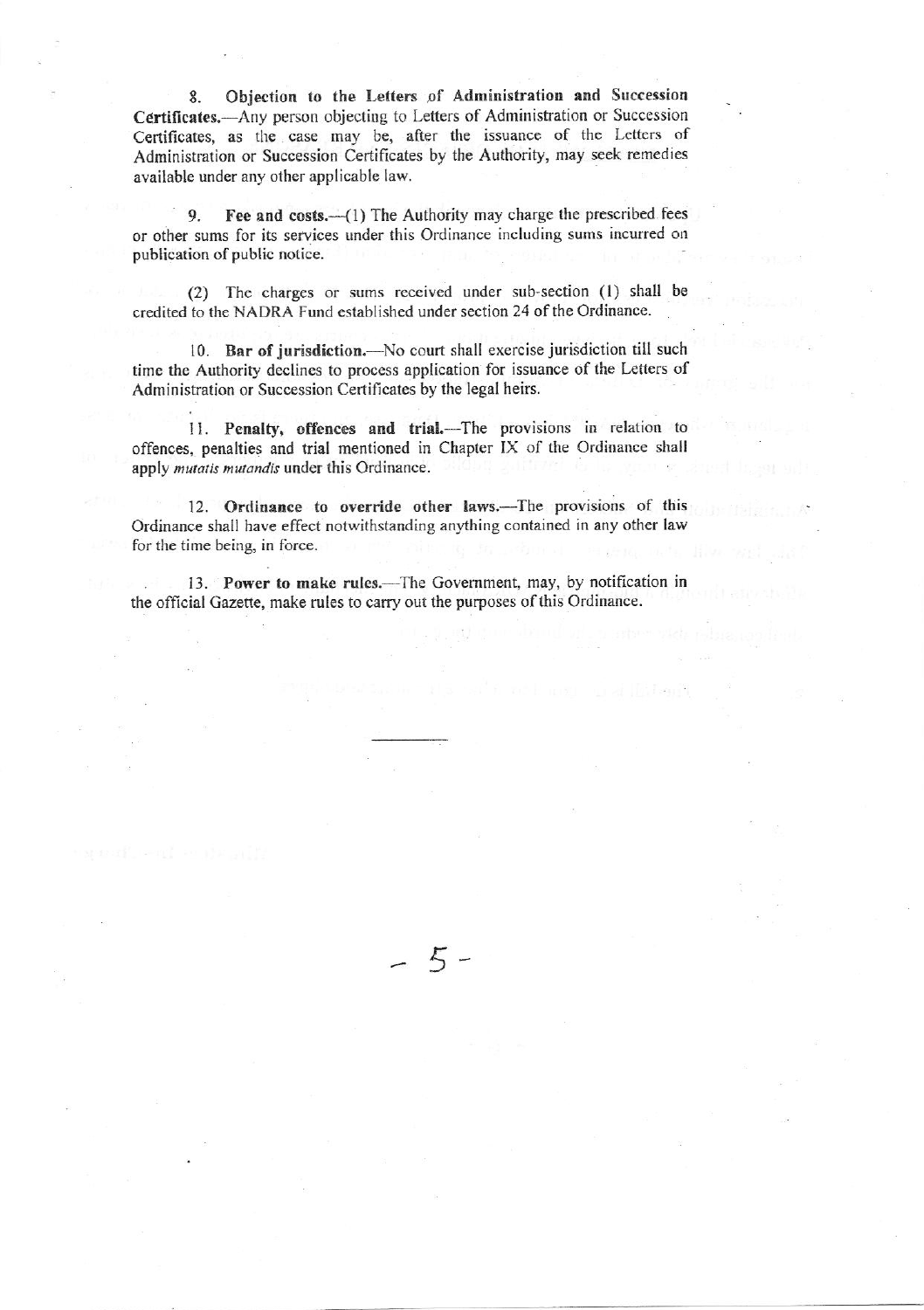8. **Objection to the Letters of Administration and Succession Certificates.**—Any person objecting to Letters of Administration or Succession Certificates, as the case may be, after the issuance of the Letters of Administration or Succession Certificates by the Authority, may seek remedies available under any other applicable law.

9. **Fee and costs.**—(1) The Authority may charge the prescribed fees or other sums for its services under this Ordinance including sums incurred on publication of public notice.

(2) The charges or sums received under sub-section (1) shall be credited to the NADRA Fund established under section 24 of the Ordinance.

10. **Bar of jurisdiction.**—No court shall exercise jurisdiction till such time the Authority declines to process application for issuance of the Letters of Administration or Succession Certificates by the legal heirs.

11. **Penalty, offences and trial.**—The provisions in relation to offences, penalties and trial mentioned in Chapter IX of the Ordinance shall apply *mutatis mutandis* under this Ordinance.

12. **Ordinance to override other laws.**—The provisions of this Ordinance shall have effect notwithstanding anything contained in any other law for the time being, in force.

13. **Power to make rules.**—The Government, may, by notification in the official Gazette, make rules to carry out the purposes of this Ordinance.

---